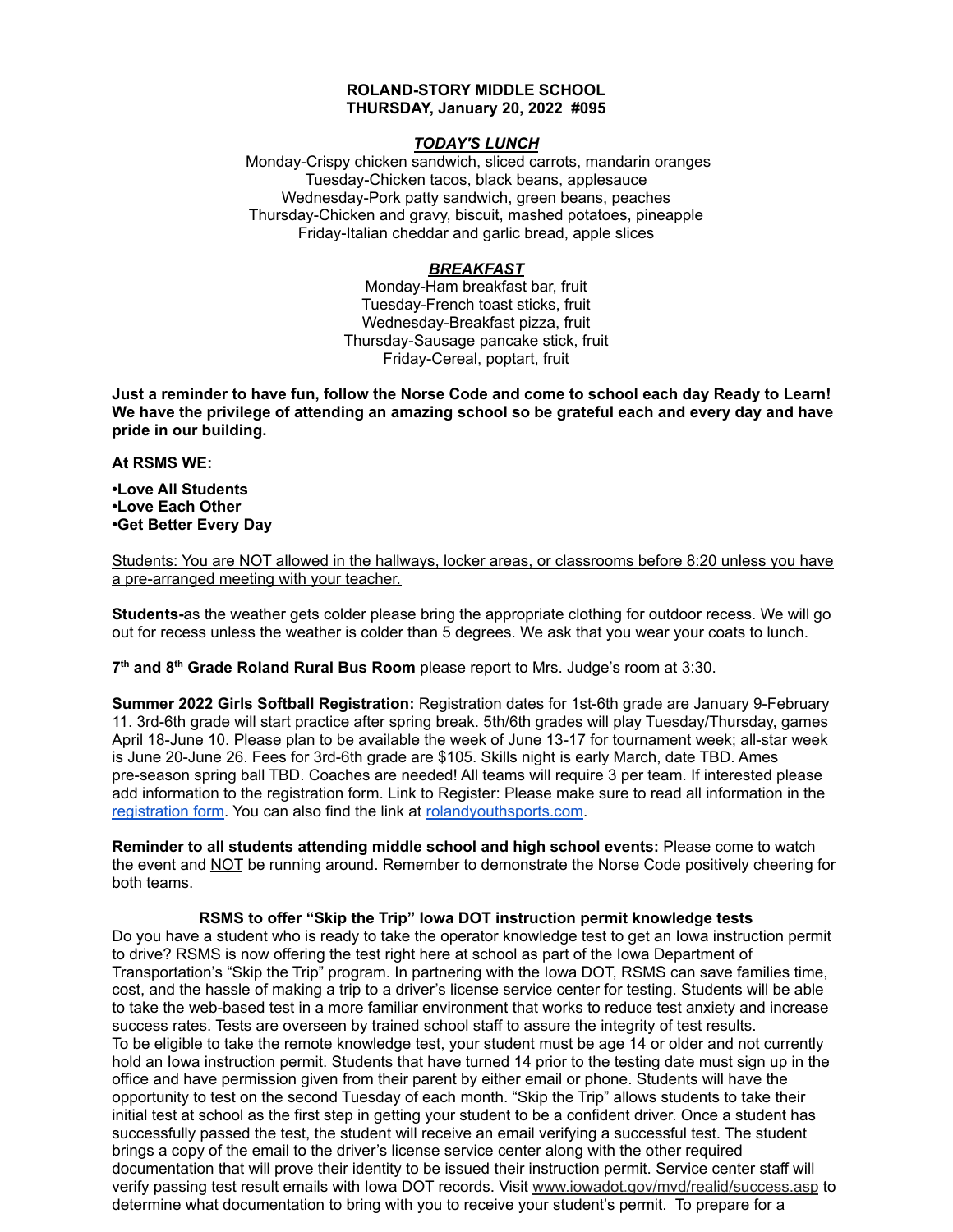**ROLAND-STORY MIDDLE SCHOOL**
**THURSDAY, January 20, 2022 #095**

***TODAY'S LUNCH***

Monday-Crispy chicken sandwich, sliced carrots, mandarin oranges
Tuesday-Chicken tacos, black beans, applesauce
Wednesday-Pork patty sandwich, green beans, peaches
Thursday-Chicken and gravy, biscuit, mashed potatoes, pineapple
Friday-Italian cheddar and garlic bread, apple slices

***BREAKFAST***

Monday-Ham breakfast bar, fruit
Tuesday-French toast sticks, fruit
Wednesday-Breakfast pizza, fruit
Thursday-Sausage pancake stick, fruit
Friday-Cereal, poptart, fruit

**Just a reminder to have fun, follow the Norse Code and come to school each day Ready to Learn! We have the privilege of attending an amazing school so be grateful each and every day and have pride in our building.**

**At RSMS WE:**

**•Love All Students**
**•Love Each Other**
**•Get Better Every Day**

Students: You are NOT allowed in the hallways, locker areas, or classrooms before 8:20 unless you have a pre-arranged meeting with your teacher.

**Students-**as the weather gets colder please bring the appropriate clothing for outdoor recess. We will go out for recess unless the weather is colder than 5 degrees. We ask that you wear your coats to lunch.

**7th and 8th Grade Roland Rural Bus Room** please report to Mrs. Judge's room at 3:30.

**Summer 2022 Girls Softball Registration:** Registration dates for 1st-6th grade are January 9-February 11. 3rd-6th grade will start practice after spring break. 5th/6th grades will play Tuesday/Thursday, games April 18-June 10. Please plan to be available the week of June 13-17 for tournament week; all-star week is June 20-June 26. Fees for 3rd-6th grade are $105. Skills night is early March, date TBD. Ames pre-season spring ball TBD. Coaches are needed! All teams will require 3 per team. If interested please add information to the registration form. Link to Register: Please make sure to read all information in the registration form. You can also find the link at rolandyouthsports.com.

**Reminder to all students attending middle school and high school events:** Please come to watch the event and NOT be running around. Remember to demonstrate the Norse Code positively cheering for both teams.

**RSMS to offer "Skip the Trip" Iowa DOT instruction permit knowledge tests**

Do you have a student who is ready to take the operator knowledge test to get an Iowa instruction permit to drive? RSMS is now offering the test right here at school as part of the Iowa Department of Transportation's "Skip the Trip" program. In partnering with the Iowa DOT, RSMS can save families time, cost, and the hassle of making a trip to a driver's license service center for testing. Students will be able to take the web-based test in a more familiar environment that works to reduce test anxiety and increase success rates. Tests are overseen by trained school staff to assure the integrity of test results.
To be eligible to take the remote knowledge test, your student must be age 14 or older and not currently hold an Iowa instruction permit. Students that have turned 14 prior to the testing date must sign up in the office and have permission given from their parent by either email or phone. Students will have the opportunity to test on the second Tuesday of each month. "Skip the Trip" allows students to take their initial test at school as the first step in getting your student to be a confident driver. Once a student has successfully passed the test, the student will receive an email verifying a successful test. The student brings a copy of the email to the driver's license service center along with the other required documentation that will prove their identity to be issued their instruction permit. Service center staff will verify passing test result emails with Iowa DOT records. Visit www.iowadot.gov/mvd/realid/success.asp to determine what documentation to bring with you to receive your student's permit. To prepare for a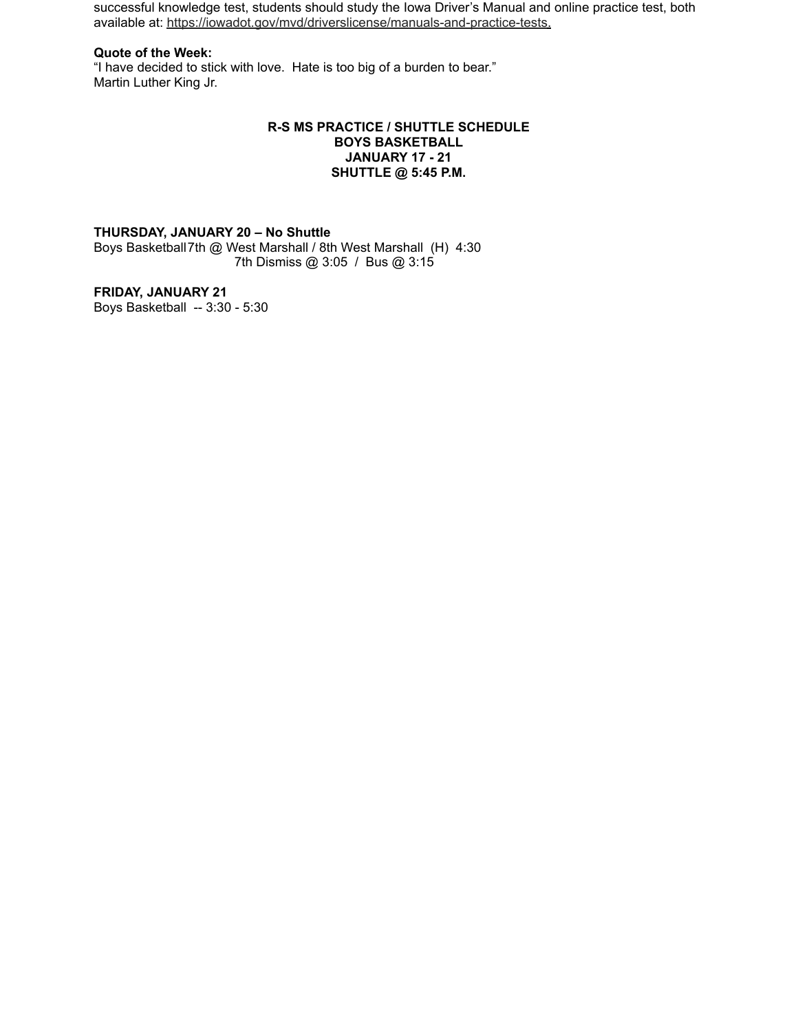successful knowledge test, students should study the Iowa Driver's Manual and online practice test, both available at: https://iowadot.gov/mvd/driverslicense/manuals-and-practice-tests.

**Quote of the Week:**
"I have decided to stick with love. Hate is too big of a burden to bear."
Martin Luther King Jr.

**R-S MS PRACTICE / SHUTTLE SCHEDULE**
**BOYS BASKETBALL**
**JANUARY 17 - 21**
**SHUTTLE @ 5:45 P.M.**

**THURSDAY, JANUARY 20 – No Shuttle**
Boys Basketball7th @ West Marshall / 8th West Marshall (H) 4:30
7th Dismiss @ 3:05 / Bus @ 3:15

**FRIDAY, JANUARY 21**
Boys Basketball -- 3:30 - 5:30